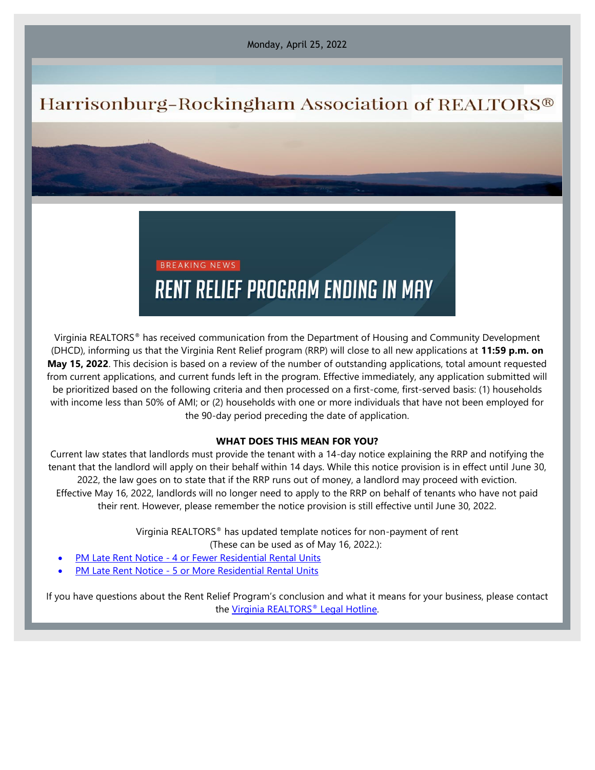Monday, April 25, 2022

# Harrisonburg-Rockingham Association of REALTORS®

BREAKING NEWS

## RENT RELIEF PROGRAM ENDING IN MAY

Virginia REALTORS® has received communication from the Department of Housing and Community Development (DHCD), informing us that the Virginia Rent Relief program (RRP) will close to all new applications at **11:59 p.m. on May 15, 2022**. This decision is based on a review of the number of outstanding applications, total amount requested from current applications, and current funds left in the program. Effective immediately, any application submitted will be prioritized based on the following criteria and then processed on a first-come, first-served basis: (1) households with income less than 50% of AMI; or (2) households with one or more individuals that have not been employed for the 90-day period preceding the date of application.

**WHAT DOES THIS MEAN FOR YOU?**

Current law states that landlords must provide the tenant with a 14-day notice explaining the RRP and notifying the tenant that the landlord will apply on their behalf within 14 days. While this notice provision is in effect until June 30, 2022, the law goes on to state that if the RRP runs out of money, a landlord may proceed with eviction. Effective May 16, 2022, landlords will no longer need to apply to the RRP on behalf of tenants who have not paid their rent. However, please remember the notice provision is still effective until June 30, 2022.

Virginia REALTORS® has updated template notices for non-payment of rent
(These can be used as of May 16, 2022.):

- PM Late Rent Notice - 4 or Fewer Residential Rental Units
- PM Late Rent Notice - 5 or More Residential Rental Units

If you have questions about the Rent Relief Program's conclusion and what it means for your business, please contact the Virginia REALTORS® Legal Hotline.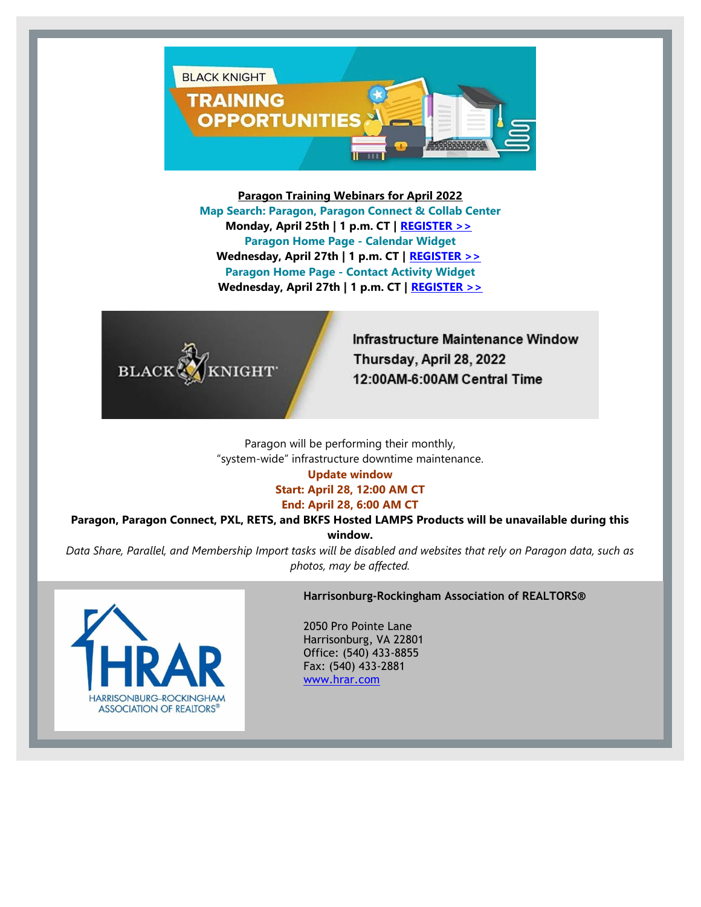BLACK KNIGHT

TRAINING OPPORTUNITIES

**Paragon Training Webinars for April 2022**

**Map Search: Paragon, Paragon Connect & Collab Center**
**Monday, April 25th | 1 p.m. CT | REGISTER >>**

**Paragon Home Page - Calendar Widget**
**Wednesday, April 27th | 1 p.m. CT | REGISTER >>**

**Paragon Home Page - Contact Activity Widget**
**Wednesday, April 27th | 1 p.m. CT | REGISTER >>**

BLACK KNIGHT

**Infrastructure Maintenance Window**
**Thursday, April 28, 2022**
**12:00AM-6:00AM Central Time**

Paragon will be performing their monthly, "system-wide" infrastructure downtime maintenance.

**Update window**
**Start: April 28, 12:00 AM CT**
**End: April 28, 6:00 AM CT**

**Paragon, Paragon Connect, PXL, RETS, and BKFS Hosted LAMPS Products will be unavailable during this window.**

*Data Share, Parallel, and Membership Import tasks will be disabled and websites that rely on Paragon data, such as photos, may be affected.*

HRAR
HARRISONBURG-ROCKINGHAM ASSOCIATION OF REALTORS®

**Harrisonburg-Rockingham Association of REALTORS®**

2050 Pro Pointe Lane
Harrisonburg, VA 22801
Office: (540) 433-8855
Fax: (540) 433-2881
www.hrar.com